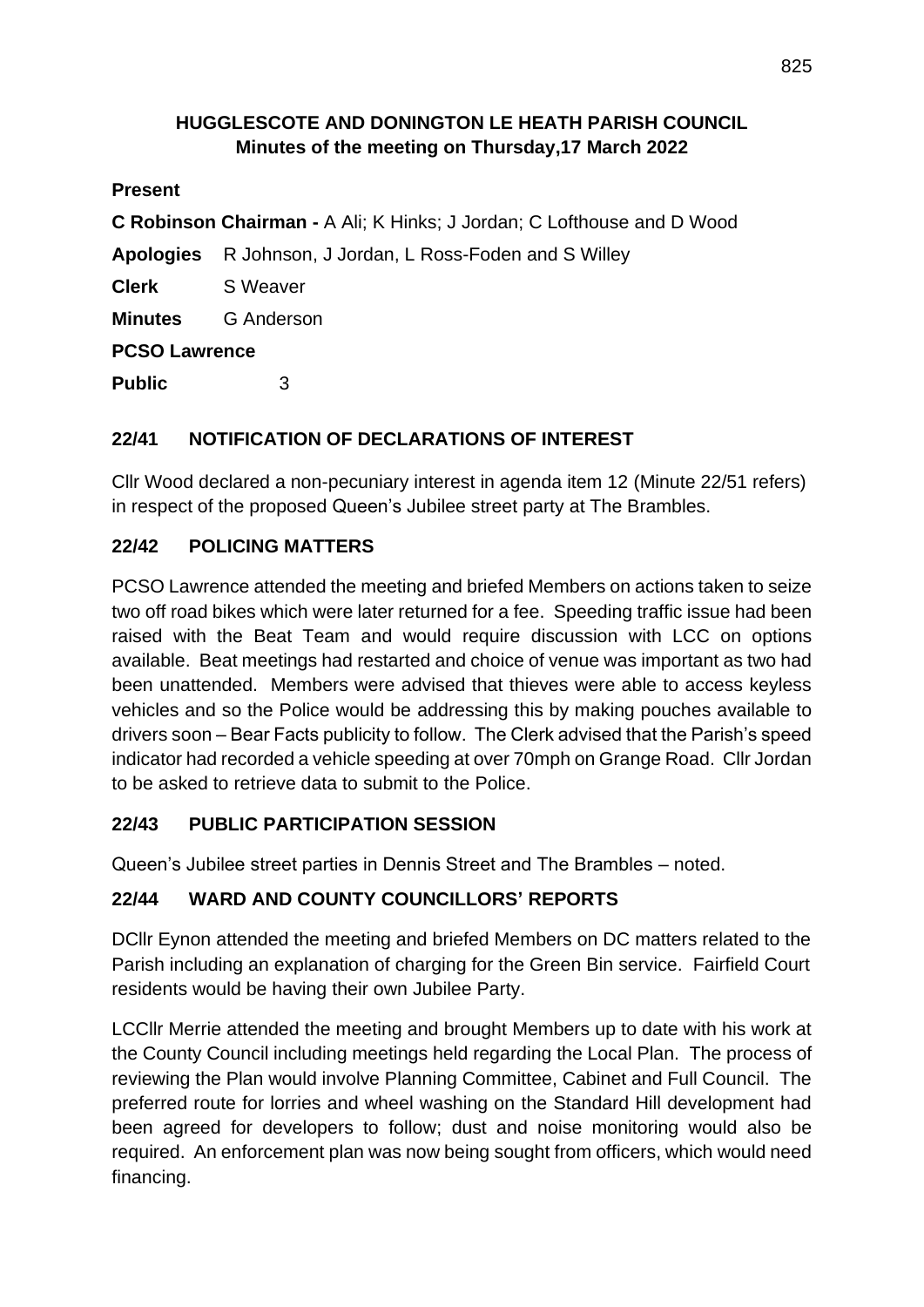# HUGGLESCOTE AND DONINGTON LE HEATH PARISH COUNCIL

## Minutes of the meeting on Thursday,17 March 2022

**Present**

**C Robinson Chairman -** A Ali; K Hinks; J Jordan; C Lofthouse and D Wood

**Apologies** R Johnson, J Jordan, L Ross-Foden and S Willey

**Clerk** S Weaver

**Minutes** G Anderson

**PCSO Lawrence**

**Public** 3

### 22/41 NOTIFICATION OF DECLARATIONS OF INTEREST

Cllr Wood declared a non-pecuniary interest in agenda item 12 (Minute 22/51 refers) in respect of the proposed Queen's Jubilee street party at The Brambles.

### 22/42 POLICING MATTERS

PCSO Lawrence attended the meeting and briefed Members on actions taken to seize two off road bikes which were later returned for a fee. Speeding traffic issue had been raised with the Beat Team and would require discussion with LCC on options available. Beat meetings had restarted and choice of venue was important as two had been unattended. Members were advised that thieves were able to access keyless vehicles and so the Police would be addressing this by making pouches available to drivers soon – Bear Facts publicity to follow. The Clerk advised that the Parish's speed indicator had recorded a vehicle speeding at over 70mph on Grange Road. Cllr Jordan to be asked to retrieve data to submit to the Police.

### 22/43 PUBLIC PARTICIPATION SESSION

Queen's Jubilee street parties in Dennis Street and The Brambles – noted.

### 22/44 WARD AND COUNTY COUNCILLORS' REPORTS

DCllr Eynon attended the meeting and briefed Members on DC matters related to the Parish including an explanation of charging for the Green Bin service. Fairfield Court residents would be having their own Jubilee Party.

LCCllr Merrie attended the meeting and brought Members up to date with his work at the County Council including meetings held regarding the Local Plan. The process of reviewing the Plan would involve Planning Committee, Cabinet and Full Council. The preferred route for lorries and wheel washing on the Standard Hill development had been agreed for developers to follow; dust and noise monitoring would also be required. An enforcement plan was now being sought from officers, which would need financing.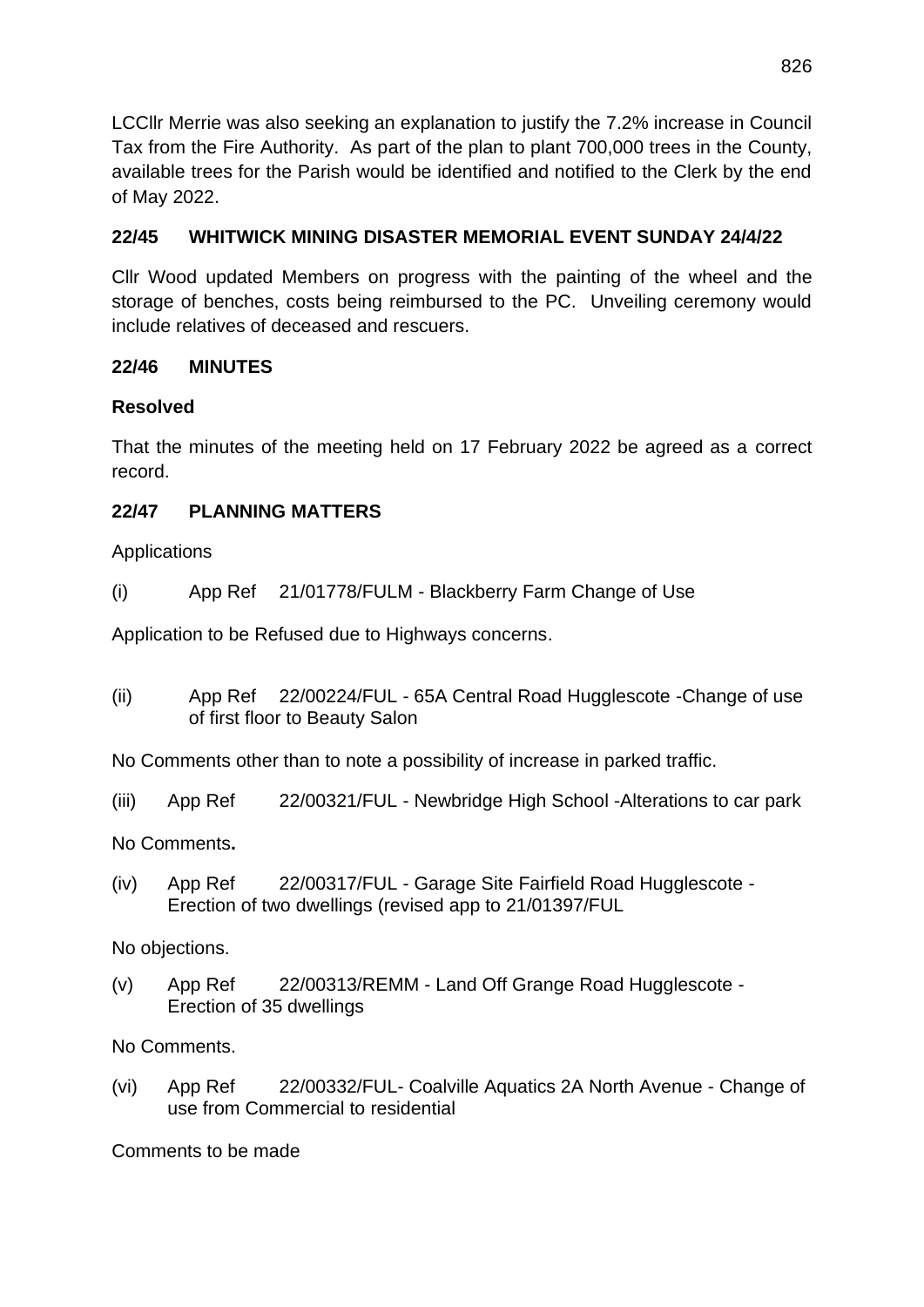LCCllr Merrie was also seeking an explanation to justify the 7.2% increase in Council Tax from the Fire Authority. As part of the plan to plant 700,000 trees in the County, available trees for the Parish would be identified and notified to the Clerk by the end of May 2022.

## 22/45 WHITWICK MINING DISASTER MEMORIAL EVENT SUNDAY 24/4/22

Cllr Wood updated Members on progress with the painting of the wheel and the storage of benches, costs being reimbursed to the PC. Unveiling ceremony would include relatives of deceased and rescuers.

## 22/46 MINUTES

**Resolved**

That the minutes of the meeting held on 17 February 2022 be agreed as a correct record.

## 22/47 PLANNING MATTERS

Applications

(i) App Ref 21/01778/FULM - Blackberry Farm Change of Use

Application to be Refused due to Highways concerns.

(ii) App Ref 22/00224/FUL - 65A Central Road Hugglescote -Change of use of first floor to Beauty Salon

No Comments other than to note a possibility of increase in parked traffic.

(iii) App Ref 22/00321/FUL - Newbridge High School -Alterations to car park

No Comments**.**

(iv) App Ref 22/00317/FUL - Garage Site Fairfield Road Hugglescote - Erection of two dwellings (revised app to 21/01397/FUL

No objections.

(v) App Ref 22/00313/REMM - Land Off Grange Road Hugglescote - Erection of 35 dwellings

No Comments.

(vi) App Ref 22/00332/FUL- Coalville Aquatics 2A North Avenue - Change of use from Commercial to residential

Comments to be made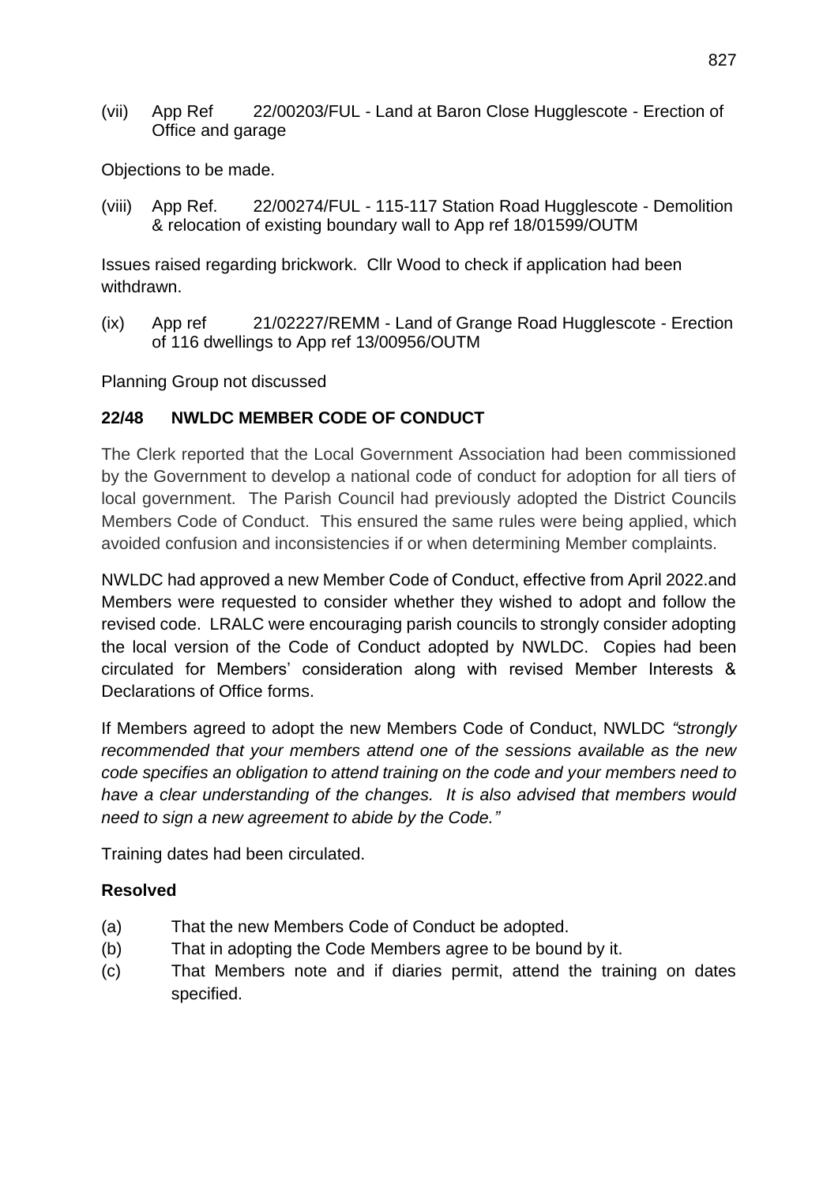(vii) App Ref 22/00203/FUL - Land at Baron Close Hugglescote - Erection of Office and garage

Objections to be made.

(viii) App Ref. 22/00274/FUL - 115-117 Station Road Hugglescote - Demolition & relocation of existing boundary wall to App ref 18/01599/OUTM

Issues raised regarding brickwork. Cllr Wood to check if application had been withdrawn.

(ix) App ref 21/02227/REMM - Land of Grange Road Hugglescote - Erection of 116 dwellings to App ref 13/00956/OUTM

Planning Group not discussed

## 22/48 NWLDC MEMBER CODE OF CONDUCT

The Clerk reported that the Local Government Association had been commissioned by the Government to develop a national code of conduct for adoption for all tiers of local government. The Parish Council had previously adopted the District Councils Members Code of Conduct. This ensured the same rules were being applied, which avoided confusion and inconsistencies if or when determining Member complaints.

NWLDC had approved a new Member Code of Conduct, effective from April 2022.and Members were requested to consider whether they wished to adopt and follow the revised code. LRALC were encouraging parish councils to strongly consider adopting the local version of the Code of Conduct adopted by NWLDC. Copies had been circulated for Members' consideration along with revised Member Interests & Declarations of Office forms.

If Members agreed to adopt the new Members Code of Conduct, NWLDC *"strongly recommended that your members attend one of the sessions available as the new code specifies an obligation to attend training on the code and your members need to have a clear understanding of the changes. It is also advised that members would need to sign a new agreement to abide by the Code."*

Training dates had been circulated.

**Resolved**

(a) That the new Members Code of Conduct be adopted.
(b) That in adopting the Code Members agree to be bound by it.
(c) That Members note and if diaries permit, attend the training on dates specified.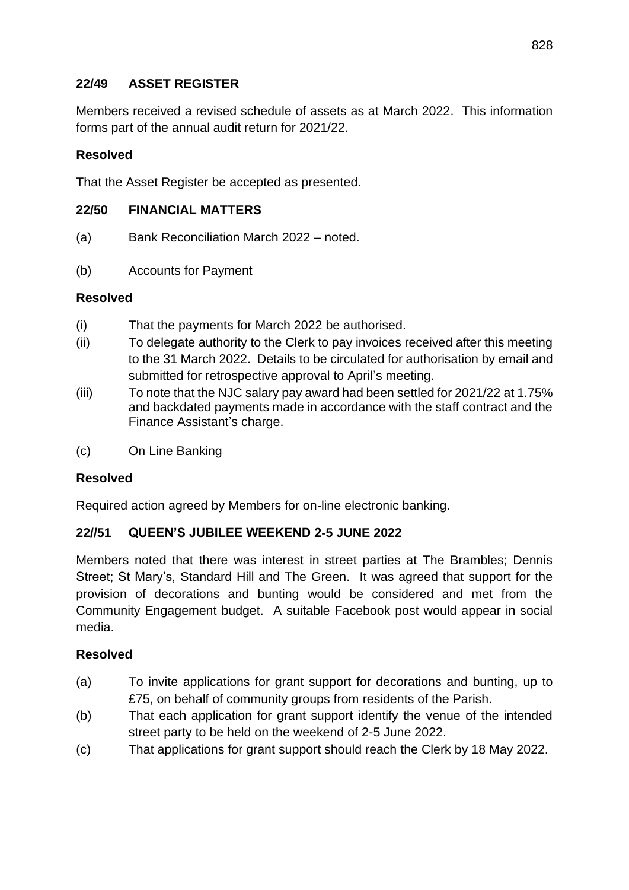## 22/49 ASSET REGISTER

Members received a revised schedule of assets as at March 2022. This information forms part of the annual audit return for 2021/22.

**Resolved**

That the Asset Register be accepted as presented.

## 22/50 FINANCIAL MATTERS

(a) Bank Reconciliation March 2022 – noted.

(b) Accounts for Payment

**Resolved**

(i) That the payments for March 2022 be authorised.

(ii) To delegate authority to the Clerk to pay invoices received after this meeting to the 31 March 2022. Details to be circulated for authorisation by email and submitted for retrospective approval to April's meeting.

(iii) To note that the NJC salary pay award had been settled for 2021/22 at 1.75% and backdated payments made in accordance with the staff contract and the Finance Assistant's charge.

(c) On Line Banking

**Resolved**

Required action agreed by Members for on-line electronic banking.

## 22//51 QUEEN'S JUBILEE WEEKEND 2-5 JUNE 2022

Members noted that there was interest in street parties at The Brambles; Dennis Street; St Mary's, Standard Hill and The Green. It was agreed that support for the provision of decorations and bunting would be considered and met from the Community Engagement budget. A suitable Facebook post would appear in social media.

**Resolved**

(a) To invite applications for grant support for decorations and bunting, up to £75, on behalf of community groups from residents of the Parish.

(b) That each application for grant support identify the venue of the intended street party to be held on the weekend of 2-5 June 2022.

(c) That applications for grant support should reach the Clerk by 18 May 2022.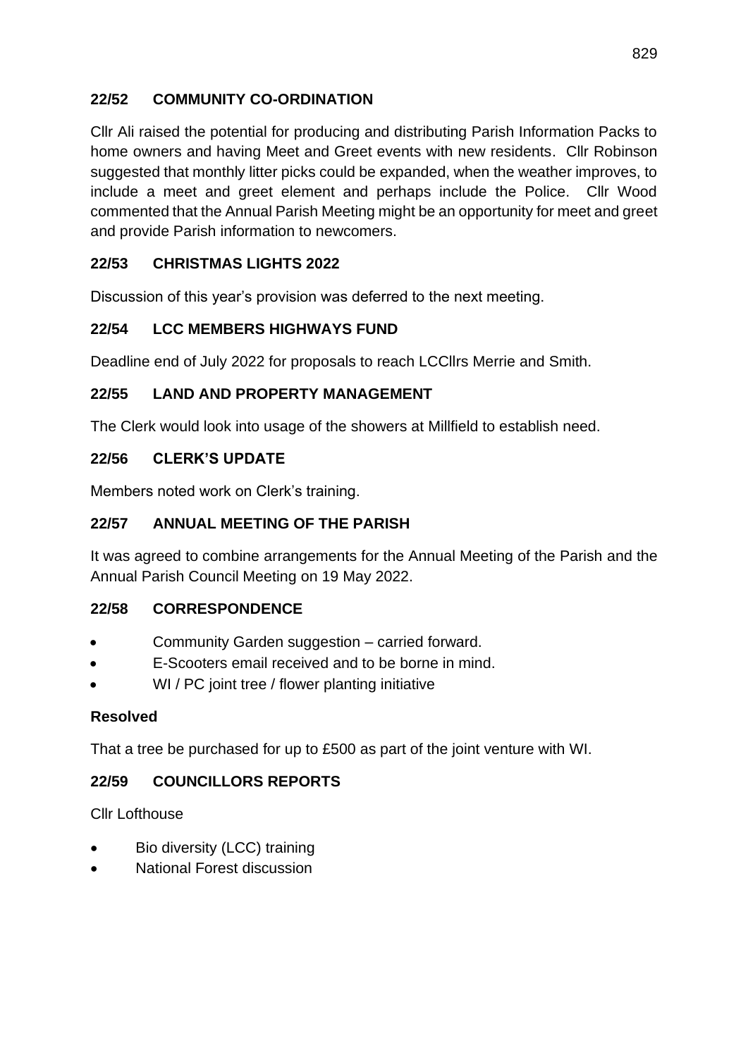## 22/52 COMMUNITY CO-ORDINATION

Cllr Ali raised the potential for producing and distributing Parish Information Packs to home owners and having Meet and Greet events with new residents. Cllr Robinson suggested that monthly litter picks could be expanded, when the weather improves, to include a meet and greet element and perhaps include the Police. Cllr Wood commented that the Annual Parish Meeting might be an opportunity for meet and greet and provide Parish information to newcomers.

## 22/53 CHRISTMAS LIGHTS 2022

Discussion of this year's provision was deferred to the next meeting.

## 22/54 LCC MEMBERS HIGHWAYS FUND

Deadline end of July 2022 for proposals to reach LCCllrs Merrie and Smith.

## 22/55 LAND AND PROPERTY MANAGEMENT

The Clerk would look into usage of the showers at Millfield to establish need.

## 22/56 CLERK'S UPDATE

Members noted work on Clerk's training.

## 22/57 ANNUAL MEETING OF THE PARISH

It was agreed to combine arrangements for the Annual Meeting of the Parish and the Annual Parish Council Meeting on 19 May 2022.

## 22/58 CORRESPONDENCE

- Community Garden suggestion – carried forward.
- E-Scooters email received and to be borne in mind.
- WI / PC joint tree / flower planting initiative

**Resolved**

That a tree be purchased for up to £500 as part of the joint venture with WI.

## 22/59 COUNCILLORS REPORTS

Cllr Lofthouse

- Bio diversity (LCC) training
- National Forest discussion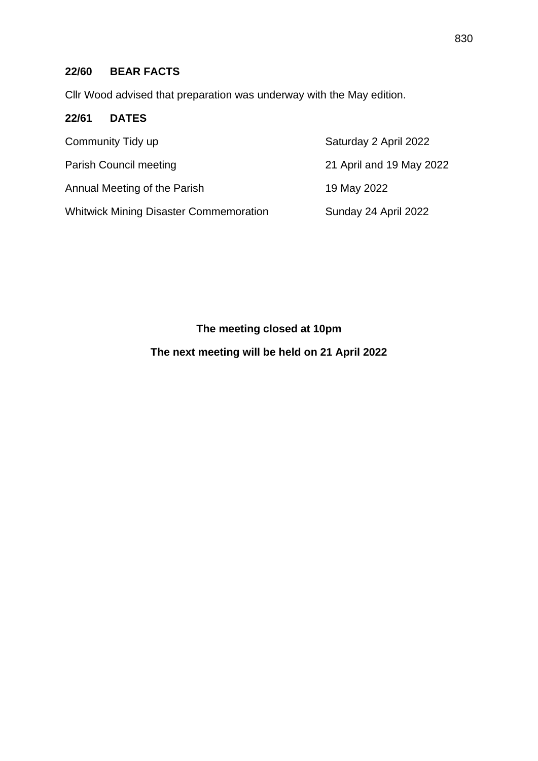### 22/60 BEAR FACTS

Cllr Wood advised that preparation was underway with the May edition.

### 22/61 DATES

| | |
|---|---|
| Community Tidy up | Saturday 2 April 2022 |
| Parish Council meeting | 21 April and 19 May 2022 |
| Annual Meeting of the Parish | 19 May 2022 |
| Whitwick Mining Disaster Commemoration | Sunday 24 April 2022 |

**The meeting closed at 10pm**

**The next meeting will be held on 21 April 2022**